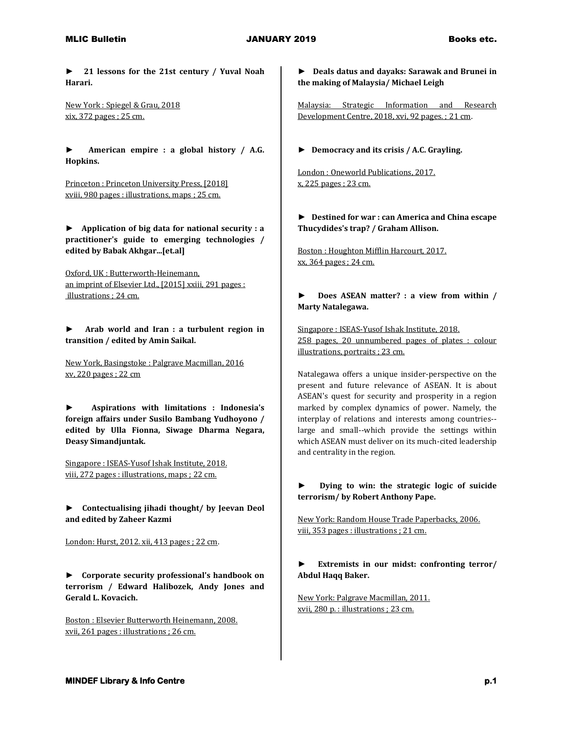► **21 lessons for the 21st century / Yuval Noah Harari.**

New York : Spiegel & Grau, 2018
xix, 372 pages ; 25 cm.

► **American empire : a global history / A.G. Hopkins.**

Princeton : Princeton University Press, [2018]
xviii, 980 pages : illustrations, maps ; 25 cm.

► **Application of big data for national security : a practitioner's guide to emerging technologies / edited by Babak Akhgar...[et.al]**

Oxford, UK : Butterworth-Heinemann, an imprint of Elsevier Ltd., [2015] xxiii, 291 pages : illustrations ; 24 cm.

► **Arab world and Iran : a turbulent region in transition / edited by Amin Saikal.**

New York, Basingstoke : Palgrave Macmillan, 2016
xv, 220 pages ; 22 cm

► **Aspirations with limitations : Indonesia's foreign affairs under Susilo Bambang Yudhoyono / edited by Ulla Fionna, Siwage Dharma Negara, Deasy Simandjuntak.**

Singapore : ISEAS-Yusof Ishak Institute, 2018.
viii, 272 pages : illustrations, maps ; 22 cm.

► **Contectualising jihadi thought/ by Jeevan Deol and edited by Zaheer Kazmi**

London: Hurst, 2012. xii, 413 pages ; 22 cm.

► **Corporate security professional's handbook on terrorism / Edward Halibozek, Andy Jones and Gerald L. Kovacich.**

Boston : Elsevier Butterworth Heinemann, 2008.
xvii, 261 pages : illustrations ; 26 cm.

► **Deals datus and dayaks: Sarawak and Brunei in the making of Malaysia/ Michael Leigh**

Malaysia: Strategic Information and Research Development Centre, 2018, xvi, 92 pages. ; 21 cm.

► **Democracy and its crisis / A.C. Grayling.**

London : Oneworld Publications, 2017.
x, 225 pages ; 23 cm.

► **Destined for war : can America and China escape Thucydides's trap? / Graham Allison.**

Boston : Houghton Mifflin Harcourt, 2017.
xx, 364 pages ; 24 cm.

► **Does ASEAN matter? : a view from within / Marty Natalegawa.**

Singapore : ISEAS-Yusof Ishak Institute, 2018.
258 pages, 20 unnumbered pages of plates : colour illustrations, portraits ; 23 cm.

Natalegawa offers a unique insider-perspective on the present and future relevance of ASEAN. It is about ASEAN's quest for security and prosperity in a region marked by complex dynamics of power. Namely, the interplay of relations and interests among countries--large and small--which provide the settings within which ASEAN must deliver on its much-cited leadership and centrality in the region.

► **Dying to win: the strategic logic of suicide terrorism/ by Robert Anthony Pape.**

New York: Random House Trade Paperbacks, 2006.
viii, 353 pages : illustrations ; 21 cm.

► **Extremists in our midst: confronting terror/ Abdul Haqq Baker.**

New York: Palgrave Macmillan, 2011.
xvii, 280 p. : illustrations ; 23 cm.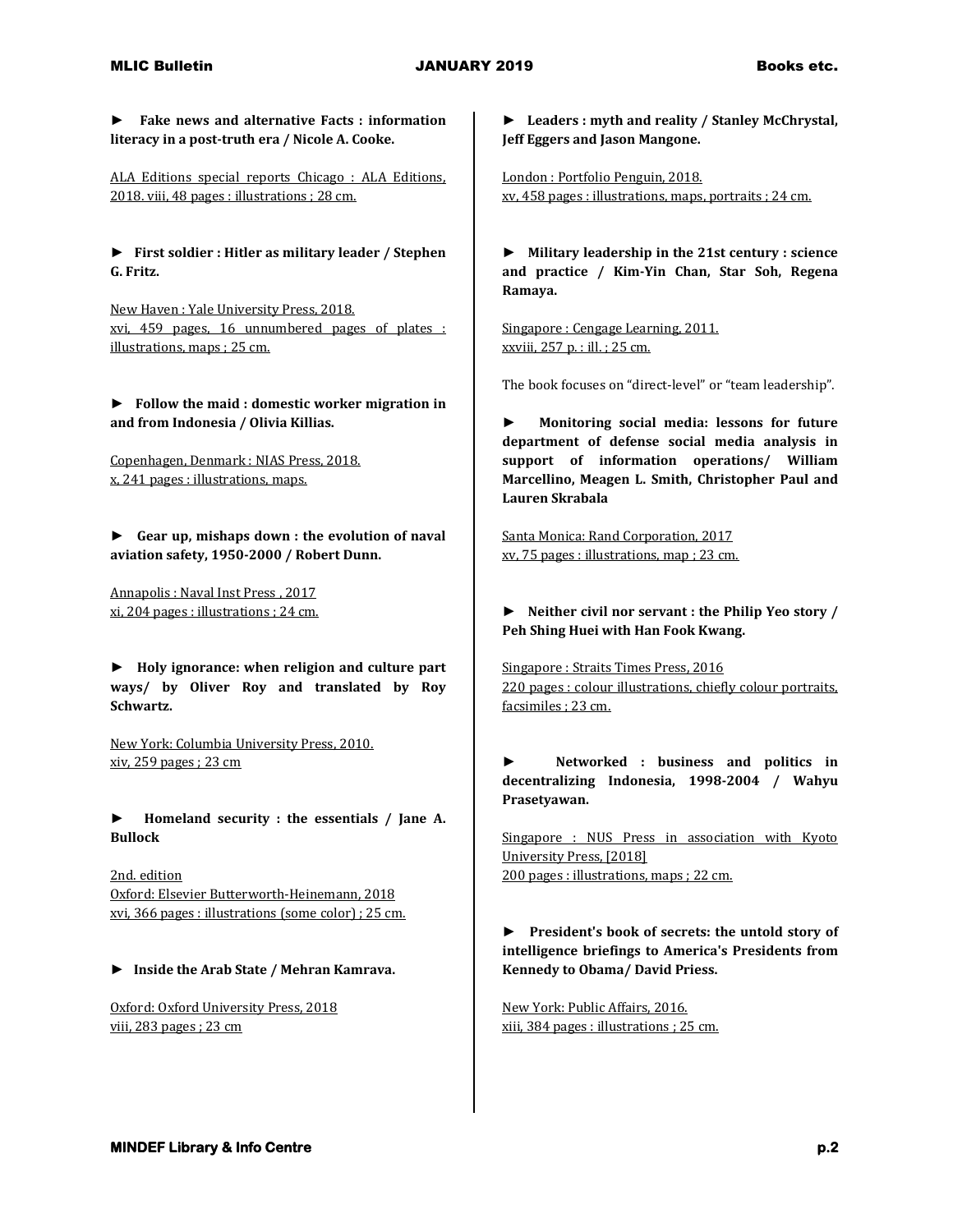► **Fake news and alternative Facts : information literacy in a post-truth era / Nicole A. Cooke.**

ALA Editions special reports Chicago : ALA Editions, 2018. viii, 48 pages : illustrations ; 28 cm.

► **First soldier : Hitler as military leader / Stephen G. Fritz.**

New Haven : Yale University Press, 2018.
xvi, 459 pages, 16 unnumbered pages of plates : illustrations, maps ; 25 cm.

► **Follow the maid : domestic worker migration in and from Indonesia / Olivia Killias.**

Copenhagen, Denmark : NIAS Press, 2018.
x, 241 pages : illustrations, maps.

► **Gear up, mishaps down : the evolution of naval aviation safety, 1950-2000 / Robert Dunn.**

Annapolis : Naval Inst Press , 2017
xi, 204 pages : illustrations ; 24 cm.

► **Holy ignorance: when religion and culture part ways/ by Oliver Roy and translated by Roy Schwartz.**

New York: Columbia University Press, 2010.
xiv, 259 pages ; 23 cm

► **Homeland security : the essentials / Jane A. Bullock**

2nd. edition
Oxford: Elsevier Butterworth-Heinemann, 2018
xvi, 366 pages : illustrations (some color) ; 25 cm.

► **Inside the Arab State / Mehran Kamrava.**

Oxford: Oxford University Press, 2018
viii, 283 pages ; 23 cm

► **Leaders : myth and reality / Stanley McChrystal, Jeff Eggers and Jason Mangone.**

London : Portfolio Penguin, 2018.
xv, 458 pages : illustrations, maps, portraits ; 24 cm.

► **Military leadership in the 21st century : science and practice / Kim-Yin Chan, Star Soh, Regena Ramaya.**

Singapore : Cengage Learning, 2011.
xxviii, 257 p. : ill. ; 25 cm.

The book focuses on "direct-level" or "team leadership".

► **Monitoring social media: lessons for future department of defense social media analysis in support of information operations/ William Marcellino, Meagen L. Smith, Christopher Paul and Lauren Skrabala**

Santa Monica: Rand Corporation, 2017
xv, 75 pages : illustrations, map ; 23 cm.

► **Neither civil nor servant : the Philip Yeo story / Peh Shing Huei with Han Fook Kwang.**

Singapore : Straits Times Press, 2016
220 pages : colour illustrations, chiefly colour portraits, facsimiles ; 23 cm.

► **Networked : business and politics in decentralizing Indonesia, 1998-2004 / Wahyu Prasetyawan.**

Singapore : NUS Press in association with Kyoto University Press, [2018]
200 pages : illustrations, maps ; 22 cm.

► **President's book of secrets: the untold story of intelligence briefings to America's Presidents from Kennedy to Obama/ David Priess.**

New York: Public Affairs, 2016.
xiii, 384 pages : illustrations ; 25 cm.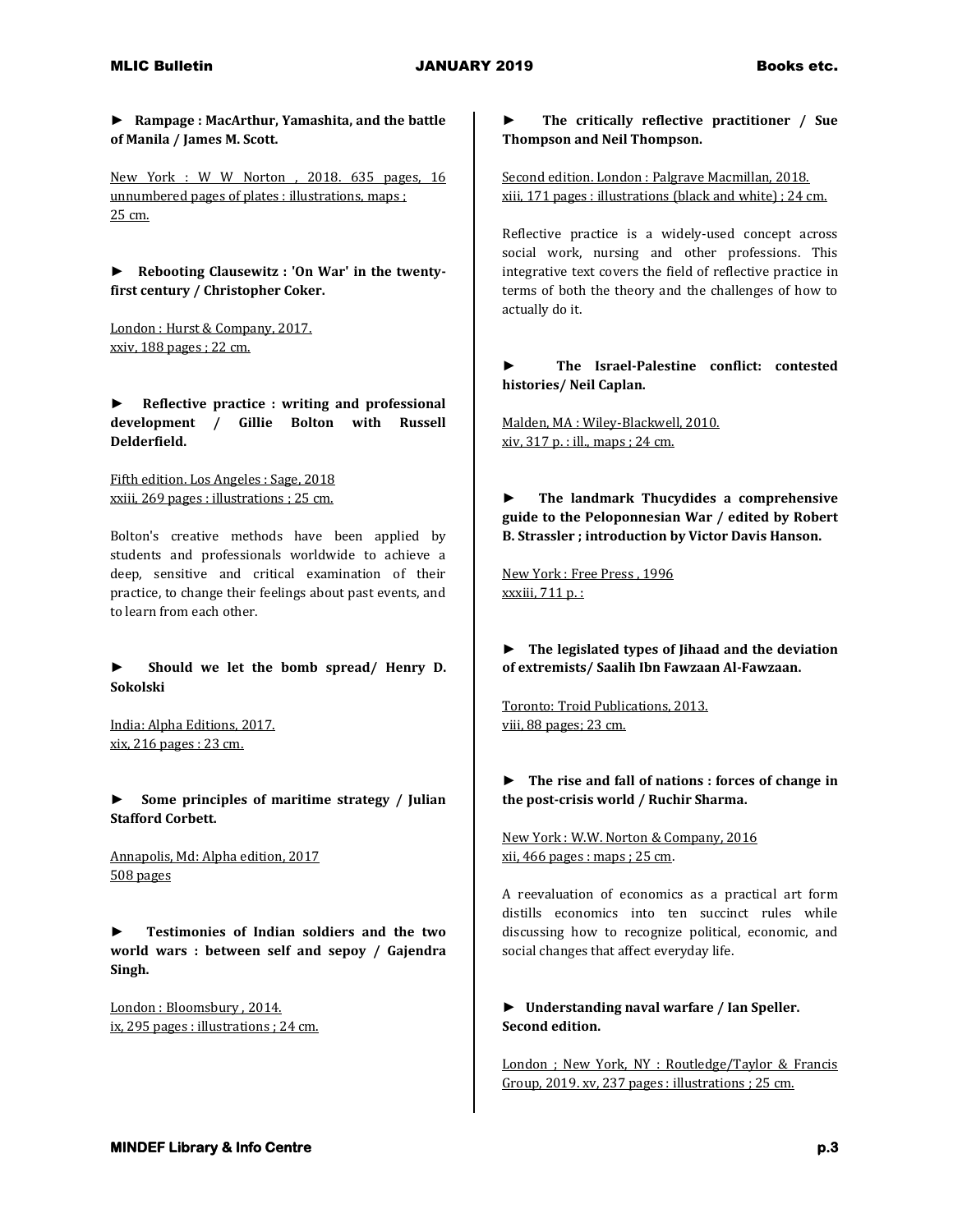► **Rampage : MacArthur, Yamashita, and the battle of Manila / James M. Scott.**

New York : W W Norton , 2018. 635 pages, 16 unnumbered pages of plates : illustrations, maps ; 25 cm.

► **Rebooting Clausewitz : 'On War' in the twenty-first century / Christopher Coker.**

London : Hurst & Company, 2017.
xxiv, 188 pages ; 22 cm.

► **Reflective practice : writing and professional development / Gillie Bolton with Russell Delderfield.**

Fifth edition. Los Angeles : Sage, 2018
xxiii, 269 pages : illustrations ; 25 cm.

Bolton's creative methods have been applied by students and professionals worldwide to achieve a deep, sensitive and critical examination of their practice, to change their feelings about past events, and to learn from each other.

► **Should we let the bomb spread/ Henry D. Sokolski**

India: Alpha Editions, 2017.
xix, 216 pages : 23 cm.

► **Some principles of maritime strategy / Julian Stafford Corbett.**

Annapolis, Md: Alpha edition, 2017
508 pages

► **Testimonies of Indian soldiers and the two world wars : between self and sepoy / Gajendra Singh.**

London : Bloomsbury , 2014.
ix, 295 pages : illustrations ; 24 cm.

► **The critically reflective practitioner / Sue Thompson and Neil Thompson.**

Second edition. London : Palgrave Macmillan, 2018.
xiii, 171 pages : illustrations (black and white) ; 24 cm.

Reflective practice is a widely-used concept across social work, nursing and other professions. This integrative text covers the field of reflective practice in terms of both the theory and the challenges of how to actually do it.

► **The Israel-Palestine conflict: contested histories/ Neil Caplan.**

Malden, MA : Wiley-Blackwell, 2010.
xiv, 317 p. : ill., maps ; 24 cm.

► **The landmark Thucydides a comprehensive guide to the Peloponnesian War / edited by Robert B. Strassler ; introduction by Victor Davis Hanson.**

New York : Free Press , 1996
xxxiii, 711 p. :

► **The legislated types of Jihaad and the deviation of extremists/ Saalih Ibn Fawzaan Al-Fawzaan.**

Toronto: Troid Publications, 2013.
viii, 88 pages; 23 cm.

► **The rise and fall of nations : forces of change in the post-crisis world / Ruchir Sharma.**

New York : W.W. Norton & Company, 2016
xii, 466 pages : maps ; 25 cm.

A reevaluation of economics as a practical art form distills economics into ten succinct rules while discussing how to recognize political, economic, and social changes that affect everyday life.

► **Understanding naval warfare / Ian Speller. Second edition.**

London ; New York, NY : Routledge/Taylor & Francis Group, 2019. xv, 237 pages : illustrations ; 25 cm.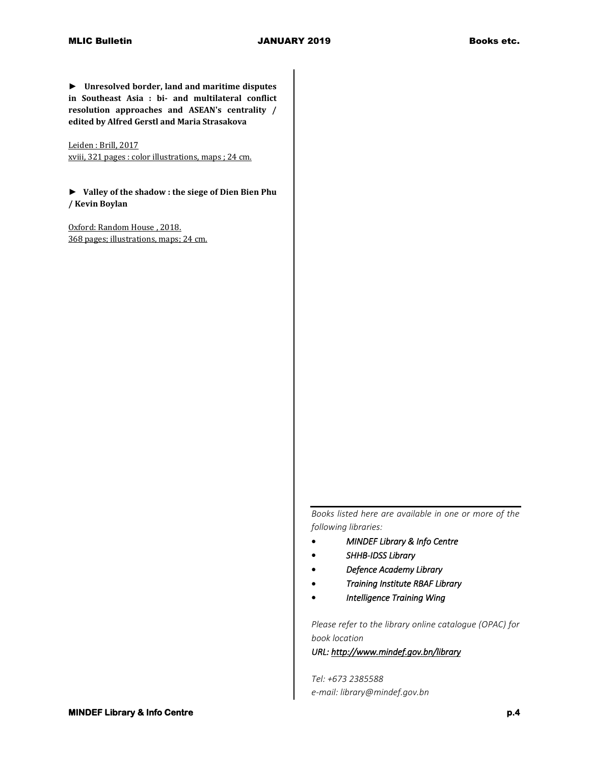► **Unresolved border, land and maritime disputes in Southeast Asia : bi- and multilateral conflict resolution approaches and ASEAN's centrality / edited by Alfred Gerstl and Maria Strasakova**

Leiden : Brill, 2017
xviii, 321 pages : color illustrations, maps ; 24 cm.

► **Valley of the shadow : the siege of Dien Bien Phu / Kevin Boylan**

Oxford: Random House , 2018.
368 pages; illustrations, maps; 24 cm.

---

*Books listed here are available in one or more of the following libraries:*

- *MINDEF Library & Info Centre*
- *SHHB-IDSS Library*
- *Defence Academy Library*
- *Training Institute RBAF Library*
- *Intelligence Training Wing*

*Please refer to the library online catalogue (OPAC) for book location*
*URL: http://www.mindef.gov.bn/library*

*Tel: +673 2385588*
*e-mail: library@mindef.gov.bn*